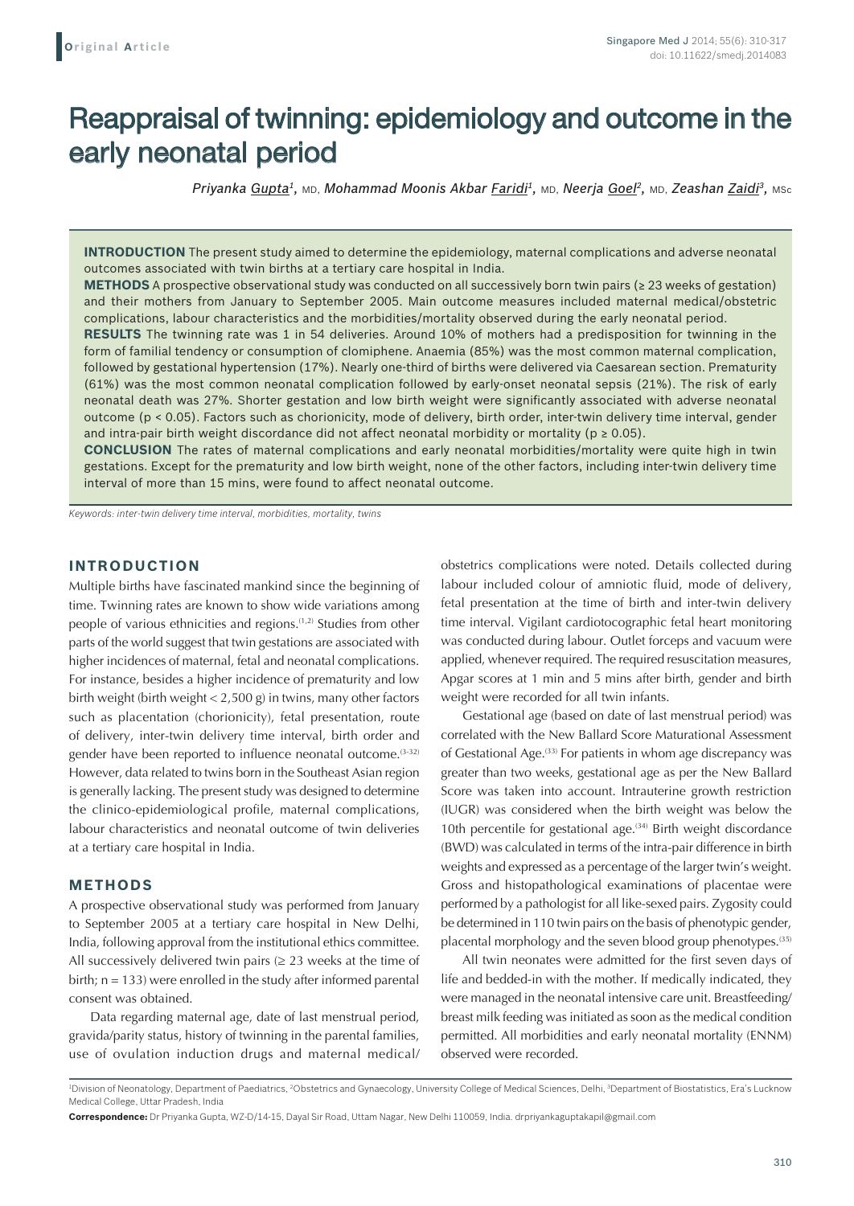**Original Article**

# Reappraisal of twinning: epidemiology and outcome in the early neonatal period

*Priyanka Gupta[1], MD, Mohammad Moonis Akbar Faridi[1], MD, Neerja Goel[2], MD, Zeashan Zaidi[3], MSc*

**INTRODUCTION** The present study aimed to determine the epidemiology, maternal complications and adverse neonatal outcomes associated with twin births at a tertiary care hospital in India.

**METHODS** A prospective observational study was conducted on all successively born twin pairs (≥ 23 weeks of gestation) and their mothers from January to September 2005. Main outcome measures included maternal medical/obstetric complications, labour characteristics and the morbidities/mortality observed during the early neonatal period.

**RESULTS** The twinning rate was 1 in 54 deliveries. Around 10% of mothers had a predisposition for twinning in the form of familial tendency or consumption of clomiphene. Anaemia (85%) was the most common maternal complication, followed by gestational hypertension (17%). Nearly one-third of births were delivered via Caesarean section. Prematurity (61%) was the most common neonatal complication followed by early-onset neonatal sepsis (21%). The risk of early neonatal death was 27%. Shorter gestation and low birth weight were significantly associated with adverse neonatal outcome ($p < 0.05$). Factors such as chorionicity, mode of delivery, birth order, inter-twin delivery time interval, gender and intra-pair birth weight discordance did not affect neonatal morbidity or mortality ($p \geq 0.05$).

**CONCLUSION** The rates of maternal complications and early neonatal morbidities/mortality were quite high in twin gestations. Except for the prematurity and low birth weight, none of the other factors, including inter-twin delivery time interval of more than 15 mins, were found to affect neonatal outcome.

*Keywords: inter-twin delivery time interval, morbidities, mortality, twins*

## INTRODUCTION

Multiple births have fascinated mankind since the beginning of time. Twinning rates are known to show wide variations among people of various ethnicities and regions.[1,2] Studies from other parts of the world suggest that twin gestations are associated with higher incidences of maternal, fetal and neonatal complications. For instance, besides a higher incidence of prematurity and low birth weight (birth weight < 2,500 g) in twins, many other factors such as placentation (chorionicity), fetal presentation, route of delivery, inter-twin delivery time interval, birth order and gender have been reported to influence neonatal outcome.[3-32] However, data related to twins born in the Southeast Asian region is generally lacking. The present study was designed to determine the clinico-epidemiological profile, maternal complications, labour characteristics and neonatal outcome of twin deliveries at a tertiary care hospital in India.

## METHODS

A prospective observational study was performed from January to September 2005 at a tertiary care hospital in New Delhi, India, following approval from the institutional ethics committee. All successively delivered twin pairs (≥ 23 weeks at the time of birth; n = 133) were enrolled in the study after informed parental consent was obtained.

Data regarding maternal age, date of last menstrual period, gravida/parity status, history of twinning in the parental families, use of ovulation induction drugs and maternal medical/obstetrics complications were noted. Details collected during labour included colour of amniotic fluid, mode of delivery, fetal presentation at the time of birth and inter-twin delivery time interval. Vigilant cardiotocographic fetal heart monitoring was conducted during labour. Outlet forceps and vacuum were applied, whenever required. The required resuscitation measures, Apgar scores at 1 min and 5 mins after birth, gender and birth weight were recorded for all twin infants.

Gestational age (based on date of last menstrual period) was correlated with the New Ballard Score Maturational Assessment of Gestational Age.[33] For patients in whom age discrepancy was greater than two weeks, gestational age as per the New Ballard Score was taken into account. Intrauterine growth restriction (IUGR) was considered when the birth weight was below the 10th percentile for gestational age.[34] Birth weight discordance (BWD) was calculated in terms of the intra-pair difference in birth weights and expressed as a percentage of the larger twin's weight. Gross and histopathological examinations of placentae were performed by a pathologist for all like-sexed pairs. Zygosity could be determined in 110 twin pairs on the basis of phenotypic gender, placental morphology and the seven blood group phenotypes.[35]

All twin neonates were admitted for the first seven days of life and bedded-in with the mother. If medically indicated, they were managed in the neonatal intensive care unit. Breastfeeding/breast milk feeding was initiated as soon as the medical condition permitted. All morbidities and early neonatal mortality (ENNM) observed were recorded.

[1]Division of Neonatology, Department of Paediatrics, [2]Obstetrics and Gynaecology, University College of Medical Sciences, Delhi, [3]Department of Biostatistics, Era's Lucknow Medical College, Uttar Pradesh, India

**Correspondence:** Dr Priyanka Gupta, WZ-D/14-15, Dayal Sir Road, Uttam Nagar, New Delhi 110059, India. drpriyankaguptakapil@gmail.com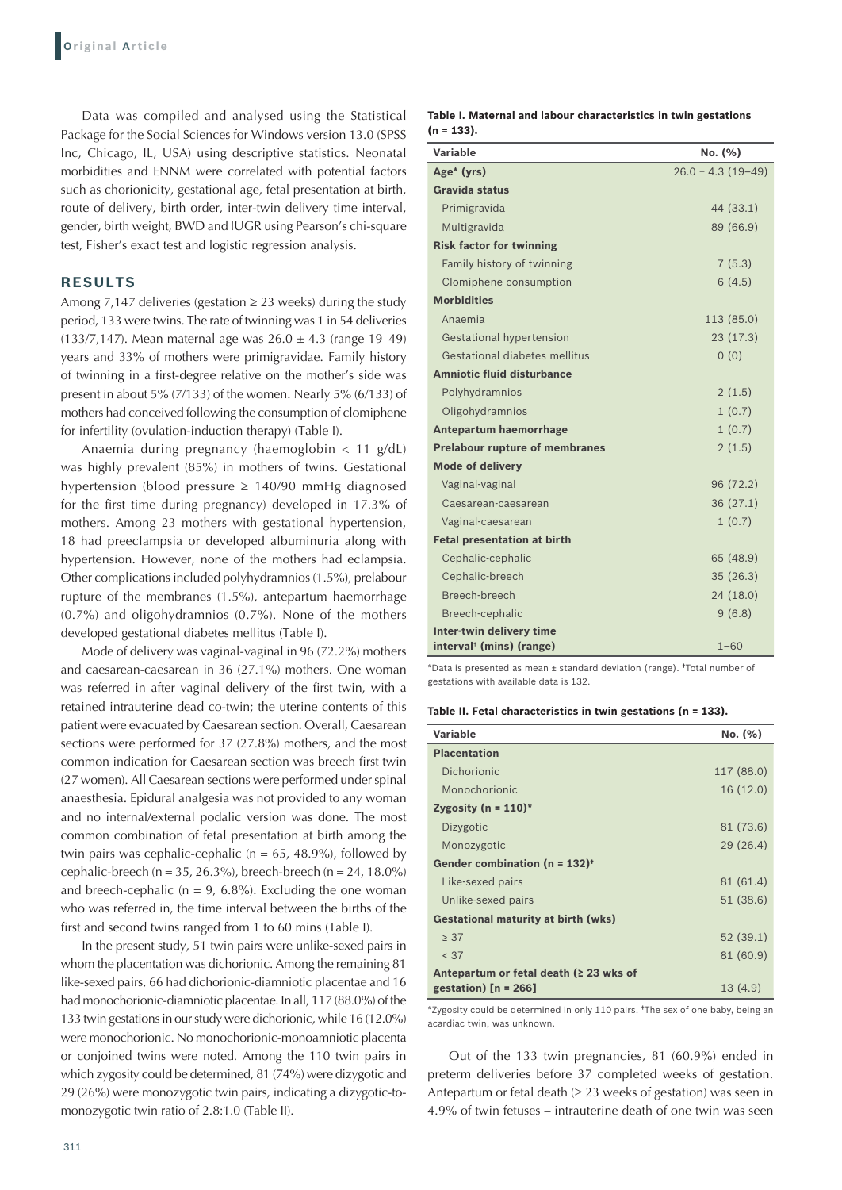Data was compiled and analysed using the Statistical Package for the Social Sciences for Windows version 13.0 (SPSS Inc, Chicago, IL, USA) using descriptive statistics. Neonatal morbidities and ENNM were correlated with potential factors such as chorionicity, gestational age, fetal presentation at birth, route of delivery, birth order, inter-twin delivery time interval, gender, birth weight, BWD and IUGR using Pearson's chi-square test, Fisher's exact test and logistic regression analysis.

## RESULTS

Among 7,147 deliveries (gestation ≥ 23 weeks) during the study period, 133 were twins. The rate of twinning was 1 in 54 deliveries (133/7,147). Mean maternal age was 26.0 ± 4.3 (range 19–49) years and 33% of mothers were primigravidae. Family history of twinning in a first-degree relative on the mother's side was present in about 5% (7/133) of the women. Nearly 5% (6/133) of mothers had conceived following the consumption of clomiphene for infertility (ovulation-induction therapy) (Table I).

Anaemia during pregnancy (haemoglobin < 11 g/dL) was highly prevalent (85%) in mothers of twins. Gestational hypertension (blood pressure ≥ 140/90 mmHg diagnosed for the first time during pregnancy) developed in 17.3% of mothers. Among 23 mothers with gestational hypertension, 18 had preeclampsia or developed albuminuria along with hypertension. However, none of the mothers had eclampsia. Other complications included polyhydramnios (1.5%), prelabour rupture of the membranes (1.5%), antepartum haemorrhage (0.7%) and oligohydramnios (0.7%). None of the mothers developed gestational diabetes mellitus (Table I).

Mode of delivery was vaginal-vaginal in 96 (72.2%) mothers and caesarean-caesarean in 36 (27.1%) mothers. One woman was referred in after vaginal delivery of the first twin, with a retained intrauterine dead co-twin; the uterine contents of this patient were evacuated by Caesarean section. Overall, Caesarean sections were performed for 37 (27.8%) mothers, and the most common indication for Caesarean section was breech first twin (27 women). All Caesarean sections were performed under spinal anaesthesia. Epidural analgesia was not provided to any woman and no internal/external podalic version was done. The most common combination of fetal presentation at birth among the twin pairs was cephalic-cephalic (n = 65, 48.9%), followed by cephalic-breech (n = 35, 26.3%), breech-breech (n = 24, 18.0%) and breech-cephalic (n = 9, 6.8%). Excluding the one woman who was referred in, the time interval between the births of the first and second twins ranged from 1 to 60 mins (Table I).

In the present study, 51 twin pairs were unlike-sexed pairs in whom the placentation was dichorionic. Among the remaining 81 like-sexed pairs, 66 had dichorionic-diamniotic placentae and 16 had monochorionic-diamniotic placentae. In all, 117 (88.0%) of the 133 twin gestations in our study were dichorionic, while 16 (12.0%) were monochorionic. No monochorionic-monoamniotic placenta or conjoined twins were noted. Among the 110 twin pairs in which zygosity could be determined, 81 (74%) were dizygotic and 29 (26%) were monozygotic twin pairs, indicating a dizygotic-to-monozygotic twin ratio of 2.8:1.0 (Table II).

**Table I. Maternal and labour characteristics in twin gestations (n = 133).**

| Variable | No. (%) |
|---|---|
| **Age* (yrs)** | 26.0 ± 4.3 (19–49) |
| **Gravida status** | |
| Primigravida | 44 (33.1) |
| Multigravida | 89 (66.9) |
| **Risk factor for twinning** | |
| Family history of twinning | 7 (5.3) |
| Clomiphene consumption | 6 (4.5) |
| **Morbidities** | |
| Anaemia | 113 (85.0) |
| Gestational hypertension | 23 (17.3) |
| Gestational diabetes mellitus | 0 (0) |
| **Amniotic fluid disturbance** | |
| Polyhydramnios | 2 (1.5) |
| Oligohydramnios | 1 (0.7) |
| **Antepartum haemorrhage** | 1 (0.7) |
| **Prelabour rupture of membranes** | 2 (1.5) |
| **Mode of delivery** | |
| Vaginal-vaginal | 96 (72.2) |
| Caesarean-caesarean | 36 (27.1) |
| Vaginal-caesarean | 1 (0.7) |
| **Fetal presentation at birth** | |
| Cephalic-cephalic | 65 (48.9) |
| Cephalic-breech | 35 (26.3) |
| Breech-breech | 24 (18.0) |
| Breech-cephalic | 9 (6.8) |
| **Inter-twin delivery time interval† (mins) (range)** | 1–60 |

*Data is presented as mean ± standard deviation (range). †Total number of gestations with available data is 132.

**Table II. Fetal characteristics in twin gestations (n = 133).**

| Variable | No. (%) |
|---|---|
| **Placentation** | |
| Dichorionic | 117 (88.0) |
| Monochorionic | 16 (12.0) |
| **Zygosity (n = 110)*** | |
| Dizygotic | 81 (73.6) |
| Monozygotic | 29 (26.4) |
| **Gender combination (n = 132)†** | |
| Like-sexed pairs | 81 (61.4) |
| Unlike-sexed pairs | 51 (38.6) |
| **Gestational maturity at birth (wks)** | |
| ≥ 37 | 52 (39.1) |
| < 37 | 81 (60.9) |
| **Antepartum or fetal death (≥ 23 wks of gestation) [n = 266]** | 13 (4.9) |

*Zygosity could be determined in only 110 pairs. †The sex of one baby, being an acardiac twin, was unknown.

Out of the 133 twin pregnancies, 81 (60.9%) ended in preterm deliveries before 37 completed weeks of gestation. Antepartum or fetal death (≥ 23 weeks of gestation) was seen in 4.9% of twin fetuses – intrauterine death of one twin was seen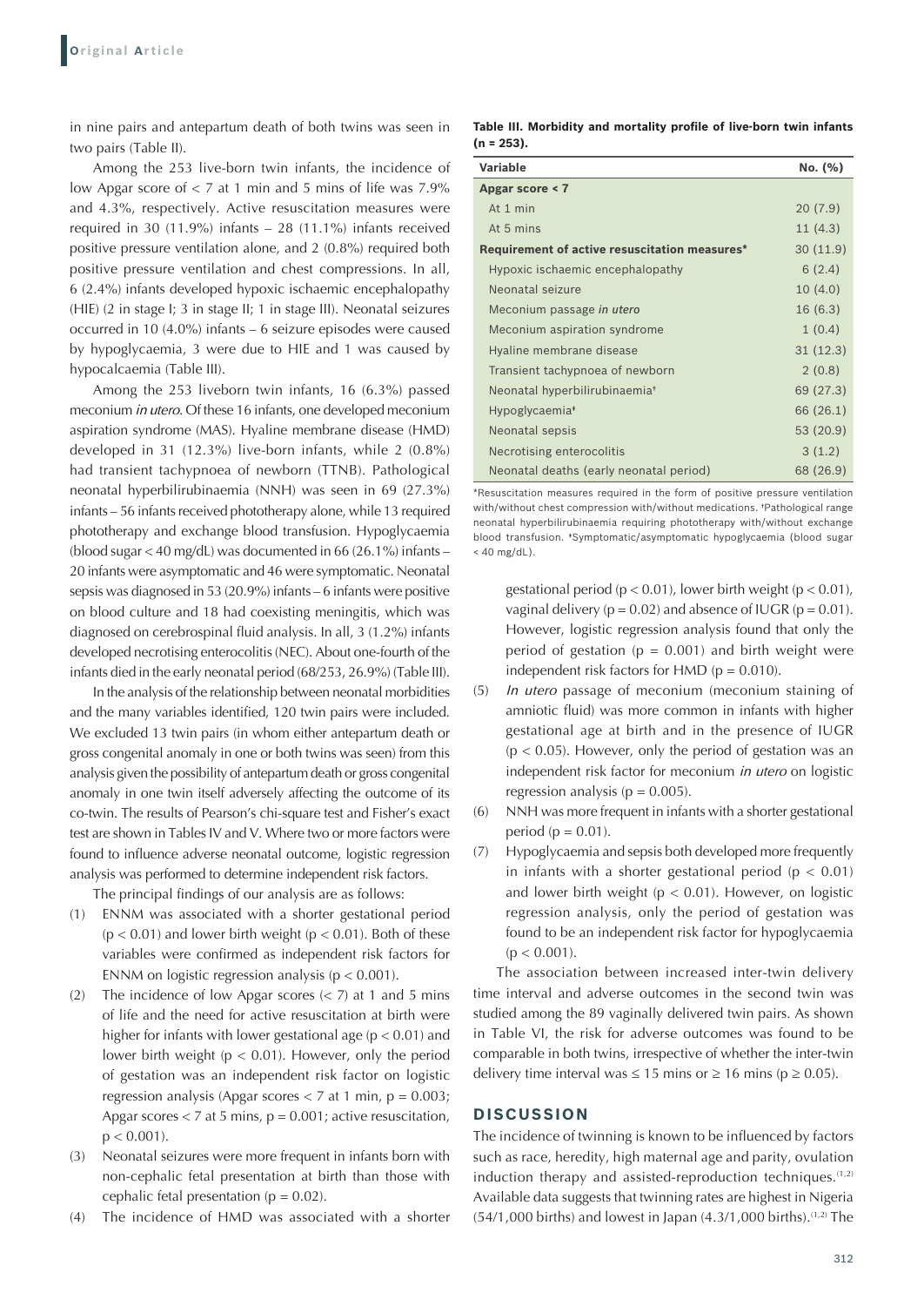in nine pairs and antepartum death of both twins was seen in two pairs (Table II).

Among the 253 live-born twin infants, the incidence of low Apgar score of < 7 at 1 min and 5 mins of life was 7.9% and 4.3%, respectively. Active resuscitation measures were required in 30 (11.9%) infants – 28 (11.1%) infants received positive pressure ventilation alone, and 2 (0.8%) required both positive pressure ventilation and chest compressions. In all, 6 (2.4%) infants developed hypoxic ischaemic encephalopathy (HIE) (2 in stage I; 3 in stage II; 1 in stage III). Neonatal seizures occurred in 10 (4.0%) infants – 6 seizure episodes were caused by hypoglycaemia, 3 were due to HIE and 1 was caused by hypocalcaemia (Table III).

Among the 253 liveborn twin infants, 16 (6.3%) passed meconium *in utero*. Of these 16 infants, one developed meconium aspiration syndrome (MAS). Hyaline membrane disease (HMD) developed in 31 (12.3%) live-born infants, while 2 (0.8%) had transient tachypnoea of newborn (TTNB). Pathological neonatal hyperbilirubinaemia (NNH) was seen in 69 (27.3%) infants – 56 infants received phototherapy alone, while 13 required phototherapy and exchange blood transfusion. Hypoglycaemia (blood sugar < 40 mg/dL) was documented in 66 (26.1%) infants – 20 infants were asymptomatic and 46 were symptomatic. Neonatal sepsis was diagnosed in 53 (20.9%) infants – 6 infants were positive on blood culture and 18 had coexisting meningitis, which was diagnosed on cerebrospinal fluid analysis. In all, 3 (1.2%) infants developed necrotising enterocolitis (NEC). About one-fourth of the infants died in the early neonatal period (68/253, 26.9%) (Table III).

In the analysis of the relationship between neonatal morbidities and the many variables identified, 120 twin pairs were included. We excluded 13 twin pairs (in whom either antepartum death or gross congenital anomaly in one or both twins was seen) from this analysis given the possibility of antepartum death or gross congenital anomaly in one twin itself adversely affecting the outcome of its co-twin. The results of Pearson's chi-square test and Fisher's exact test are shown in Tables IV and V. Where two or more factors were found to influence adverse neonatal outcome, logistic regression analysis was performed to determine independent risk factors.

The principal findings of our analysis are as follows:

(1) ENNM was associated with a shorter gestational period ($p < 0.01$) and lower birth weight ($p < 0.01$). Both of these variables were confirmed as independent risk factors for ENNM on logistic regression analysis ($p < 0.001$).
(2) The incidence of low Apgar scores (< 7) at 1 and 5 mins of life and the need for active resuscitation at birth were higher for infants with lower gestational age ($p < 0.01$) and lower birth weight ($p < 0.01$). However, only the period of gestation was an independent risk factor on logistic regression analysis (Apgar scores < 7 at 1 min, $p = 0.003$; Apgar scores < 7 at 5 mins, $p = 0.001$; active resuscitation, $p < 0.001$).
(3) Neonatal seizures were more frequent in infants born with non-cephalic fetal presentation at birth than those with cephalic fetal presentation ($p = 0.02$).
(4) The incidence of HMD was associated with a shorter gestational period ($p < 0.01$), lower birth weight ($p < 0.01$), vaginal delivery ($p = 0.02$) and absence of IUGR ($p = 0.01$). However, logistic regression analysis found that only the period of gestation ($p = 0.001$) and birth weight were independent risk factors for HMD ($p = 0.010$).
(5) *In utero* passage of meconium (meconium staining of amniotic fluid) was more common in infants with higher gestational age at birth and in the presence of IUGR ($p < 0.05$). However, only the period of gestation was an independent risk factor for meconium *in utero* on logistic regression analysis ($p = 0.005$).
(6) NNH was more frequent in infants with a shorter gestational period ($p = 0.01$).
(7) Hypoglycaemia and sepsis both developed more frequently in infants with a shorter gestational period ($p < 0.01$) and lower birth weight ($p < 0.01$). However, on logistic regression analysis, only the period of gestation was found to be an independent risk factor for hypoglycaemia ($p < 0.001$).

The association between increased inter-twin delivery time interval and adverse outcomes in the second twin was studied among the 89 vaginally delivered twin pairs. As shown in Table VI, the risk for adverse outcomes was found to be comparable in both twins, irrespective of whether the inter-twin delivery time interval was ≤ 15 mins or ≥ 16 mins ($p \geq 0.05$).

**Table III. Morbidity and mortality profile of live-born twin infants (n = 253).**

| Variable | No. (%) |
|---|---|
| **Apgar score < 7** | |
| At 1 min | 20 (7.9) |
| At 5 mins | 11 (4.3) |
| **Requirement of active resuscitation measures*** | 30 (11.9) |
| Hypoxic ischaemic encephalopathy | 6 (2.4) |
| Neonatal seizure | 10 (4.0) |
| Meconium passage *in utero* | 16 (6.3) |
| Meconium aspiration syndrome | 1 (0.4) |
| Hyaline membrane disease | 31 (12.3) |
| Transient tachypnoea of newborn | 2 (0.8) |
| Neonatal hyperbilirubinaemia† | 69 (27.3) |
| Hypoglycaemia‡ | 66 (26.1) |
| Neonatal sepsis | 53 (20.9) |
| Necrotising enterocolitis | 3 (1.2) |
| Neonatal deaths (early neonatal period) | 68 (26.9) |

*Resuscitation measures required in the form of positive pressure ventilation with/without chest compression with/without medications. †Pathological range neonatal hyperbilirubinaemia requiring phototherapy with/without exchange blood transfusion. ‡Symptomatic/asymptomatic hypoglycaemia (blood sugar < 40 mg/dL).

## DISCUSSION

The incidence of twinning is known to be influenced by factors such as race, heredity, high maternal age and parity, ovulation induction therapy and assisted-reproduction techniques.[1,2] Available data suggests that twinning rates are highest in Nigeria (54/1,000 births) and lowest in Japan (4.3/1,000 births).[1,2] The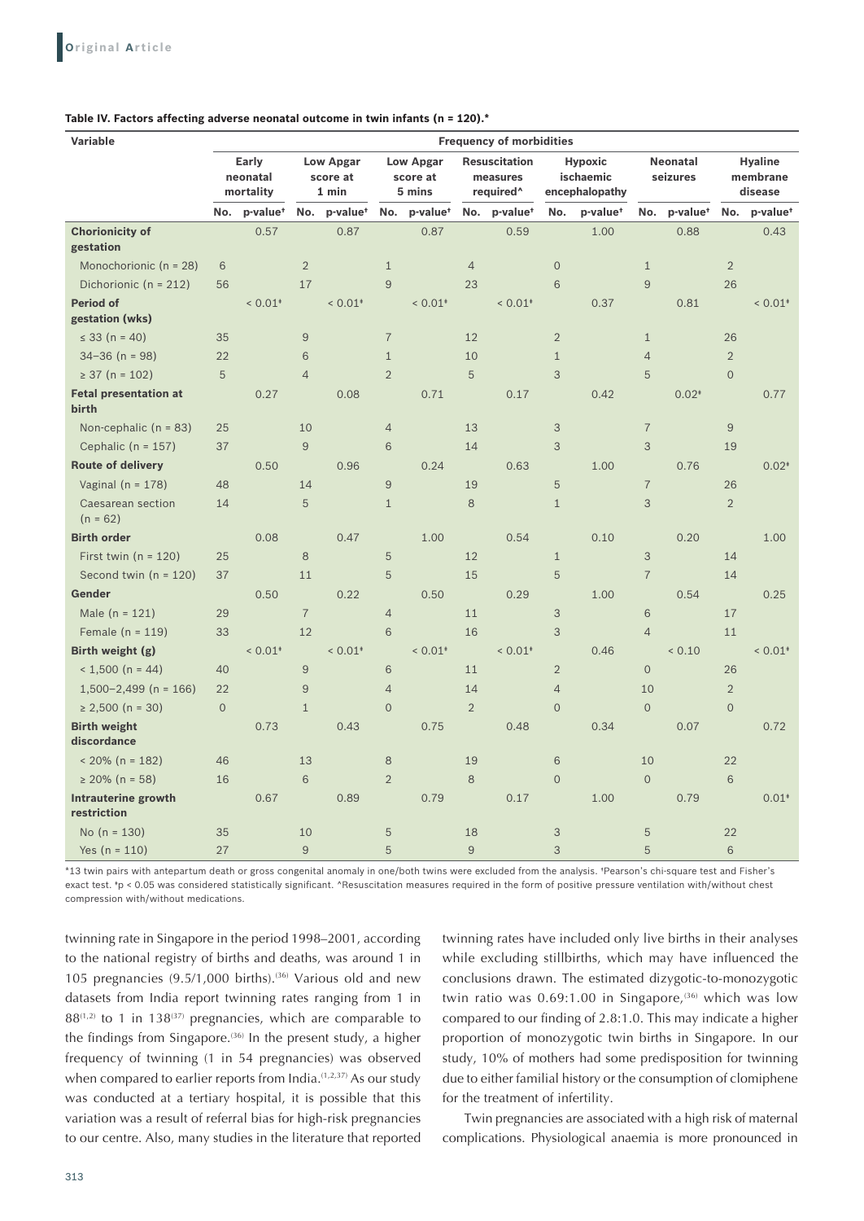**Table IV. Factors affecting adverse neonatal outcome in twin infants (n = 120).***

| Variable | Frequency of morbidities | | | | | | | | | | | | | |
|---|---|---|---|---|---|---|---|---|---|---|---|---|---|---|
| | Early neonatal mortality | | Low Apgar score at 1 min | | Low Apgar score at 5 mins | | Resuscitation measures required^ | | Hypoxic ischaemic encephalopathy | | Neonatal seizures | | Hyaline membrane disease | |
| | No. | p-value† | No. | p-value† | No. | p-value† | No. | p-value† | No. | p-value† | No. | p-value† | No. | p-value† |
| **Chorionicity of gestation** | | 0.57 | | 0.87 | | 0.87 | | 0.59 | | 1.00 | | 0.88 | | 0.43 |
| Monochorionic (n = 28) | 6 | | 2 | | 1 | | 4 | | 0 | | 1 | | 2 | |
| Dichorionic (n = 212) | 56 | | 17 | | 9 | | 23 | | 6 | | 9 | | 26 | |
| **Period of gestation (wks)** | | < 0.01‡ | | < 0.01‡ | | < 0.01‡ | | < 0.01‡ | | 0.37 | | 0.81 | | < 0.01‡ |
| ≤ 33 (n = 40) | 35 | | 9 | | 7 | | 12 | | 2 | | 1 | | 26 | |
| 34–36 (n = 98) | 22 | | 6 | | 1 | | 10 | | 1 | | 4 | | 2 | |
| ≥ 37 (n = 102) | 5 | | 4 | | 2 | | 5 | | 3 | | 5 | | 0 | |
| **Fetal presentation at birth** | | 0.27 | | 0.08 | | 0.71 | | 0.17 | | 0.42 | | 0.02‡ | | 0.77 |
| Non-cephalic (n = 83) | 25 | | 10 | | 4 | | 13 | | 3 | | 7 | | 9 | |
| Cephalic (n = 157) | 37 | | 9 | | 6 | | 14 | | 3 | | 3 | | 19 | |
| **Route of delivery** | | 0.50 | | 0.96 | | 0.24 | | 0.63 | | 1.00 | | 0.76 | | 0.02‡ |
| Vaginal (n = 178) | 48 | | 14 | | 9 | | 19 | | 5 | | 7 | | 26 | |
| Caesarean section (n = 62) | 14 | | 5 | | 1 | | 8 | | 1 | | 3 | | 2 | |
| **Birth order** | | 0.08 | | 0.47 | | 1.00 | | 0.54 | | 0.10 | | 0.20 | | 1.00 |
| First twin (n = 120) | 25 | | 8 | | 5 | | 12 | | 1 | | 3 | | 14 | |
| Second twin (n = 120) | 37 | | 11 | | 5 | | 15 | | 5 | | 7 | | 14 | |
| **Gender** | | 0.50 | | 0.22 | | 0.50 | | 0.29 | | 1.00 | | 0.54 | | 0.25 |
| Male (n = 121) | 29 | | 7 | | 4 | | 11 | | 3 | | 6 | | 17 | |
| Female (n = 119) | 33 | | 12 | | 6 | | 16 | | 3 | | 4 | | 11 | |
| **Birth weight (g)** | | < 0.01‡ | | < 0.01‡ | | < 0.01‡ | | < 0.01‡ | | 0.46 | | < 0.10 | | < 0.01‡ |
| < 1,500 (n = 44) | 40 | | 9 | | 6 | | 11 | | 2 | | 0 | | 26 | |
| 1,500–2,499 (n = 166) | 22 | | 9 | | 4 | | 14 | | 4 | | 10 | | 2 | |
| ≥ 2,500 (n = 30) | 0 | | 1 | | 0 | | 2 | | 0 | | 0 | | 0 | |
| **Birth weight discordance** | | 0.73 | | 0.43 | | 0.75 | | 0.48 | | 0.34 | | 0.07 | | 0.72 |
| < 20% (n = 182) | 46 | | 13 | | 8 | | 19 | | 6 | | 10 | | 22 | |
| ≥ 20% (n = 58) | 16 | | 6 | | 2 | | 8 | | 0 | | 0 | | 6 | |
| **Intrauterine growth restriction** | | 0.67 | | 0.89 | | 0.79 | | 0.17 | | 1.00 | | 0.79 | | 0.01‡ |
| No (n = 130) | 35 | | 10 | | 5 | | 18 | | 3 | | 5 | | 22 | |
| Yes (n = 110) | 27 | | 9 | | 5 | | 9 | | 3 | | 5 | | 6 | |

*13 twin pairs with antepartum death or gross congenital anomaly in one/both twins were excluded from the analysis. †Pearson's chi-square test and Fisher's exact test. ‡$p < 0.05$ was considered statistically significant. ^Resuscitation measures required in the form of positive pressure ventilation with/without chest compression with/without medications.

twinning rate in Singapore in the period 1998–2001, according to the national registry of births and deaths, was around 1 in 105 pregnancies (9.5/1,000 births).[36] Various old and new datasets from India report twinning rates ranging from 1 in 88[1,2] to 1 in 138[37] pregnancies, which are comparable to the findings from Singapore.[36] In the present study, a higher frequency of twinning (1 in 54 pregnancies) was observed when compared to earlier reports from India.[1,2,37] As our study was conducted at a tertiary hospital, it is possible that this variation was a result of referral bias for high-risk pregnancies to our centre. Also, many studies in the literature that reported twinning rates have included only live births in their analyses while excluding stillbirths, which may have influenced the conclusions drawn. The estimated dizygotic-to-monozygotic twin ratio was 0.69:1.00 in Singapore,[36] which was low compared to our finding of 2.8:1.0. This may indicate a higher proportion of monozygotic twin births in Singapore. In our study, 10% of mothers had some predisposition for twinning due to either familial history or the consumption of clomiphene for the treatment of infertility.

Twin pregnancies are associated with a high risk of maternal complications. Physiological anaemia is more pronounced in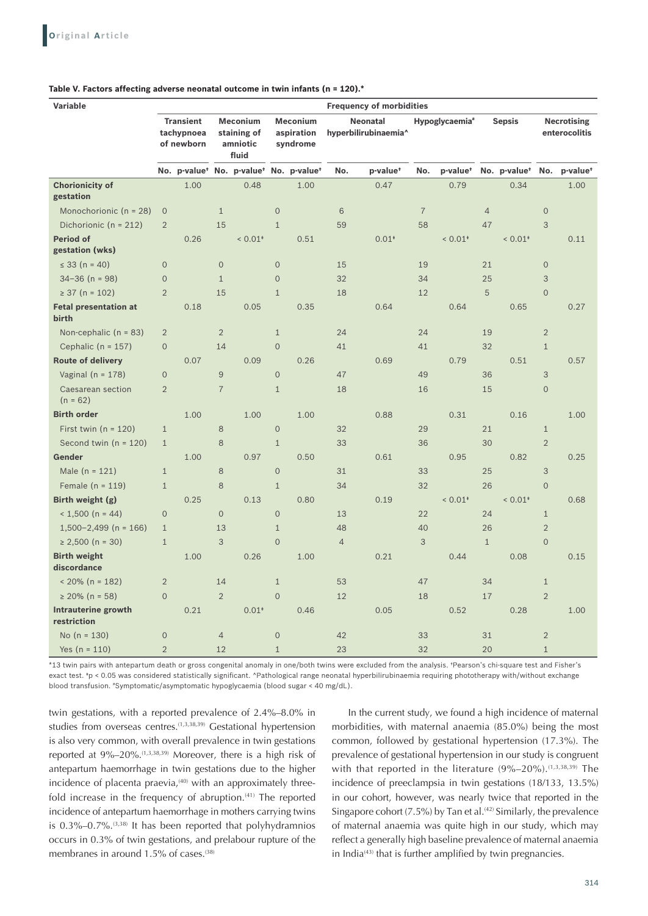**Table V. Factors affecting adverse neonatal outcome in twin infants (n = 120).***

| Variable | Frequency of morbidities | | | | | | | | | | | | | |
|---|---|---|---|---|---|---|---|---|---|---|---|---|---|---|
| | Transient tachypnoea of newborn | | Meconium staining of amniotic fluid | | Meconium aspiration syndrome | | Neonatal hyperbilirubinaemia^ | | Hypoglycaemia[#] | | Sepsis | | Necrotising enterocolitis | |
| | No. | p-value† | No. | p-value† | No. | p-value† | No. | p-value† | No. | p-value† | No. | p-value† | No. | p-value† |
| **Chorionicity of gestation** | | 1.00 | | 0.48 | | 1.00 | | 0.47 | | 0.79 | | 0.34 | | 1.00 |
| Monochorionic (n = 28) | 0 | | 1 | | 0 | | 6 | | 7 | | 4 | | 0 | |
| Dichorionic (n = 212) | 2 | | 15 | | 1 | | 59 | | 58 | | 47 | | 3 | |
| **Period of gestation (wks)** | | 0.26 | | < 0.01‡ | | 0.51 | | 0.01‡ | | < 0.01‡ | | < 0.01‡ | | 0.11 |
| ≤ 33 (n = 40) | 0 | | 0 | | 0 | | 15 | | 19 | | 21 | | 0 | |
| 34–36 (n = 98) | 0 | | 1 | | 0 | | 32 | | 34 | | 25 | | 3 | |
| ≥ 37 (n = 102) | 2 | | 15 | | 1 | | 18 | | 12 | | 5 | | 0 | |
| **Fetal presentation at birth** | | 0.18 | | 0.05 | | 0.35 | | 0.64 | | 0.64 | | 0.65 | | 0.27 |
| Non-cephalic (n = 83) | 2 | | 2 | | 1 | | 24 | | 24 | | 19 | | 2 | |
| Cephalic (n = 157) | 0 | | 14 | | 0 | | 41 | | 41 | | 32 | | 1 | |
| **Route of delivery** | | 0.07 | | 0.09 | | 0.26 | | 0.69 | | 0.79 | | 0.51 | | 0.57 |
| Vaginal (n = 178) | 0 | | 9 | | 0 | | 47 | | 49 | | 36 | | 3 | |
| Caesarean section (n = 62) | 2 | | 7 | | 1 | | 18 | | 16 | | 15 | | 0 | |
| **Birth order** | | 1.00 | | 1.00 | | 1.00 | | 0.88 | | 0.31 | | 0.16 | | 1.00 |
| First twin (n = 120) | 1 | | 8 | | 0 | | 32 | | 29 | | 21 | | 1 | |
| Second twin (n = 120) | 1 | | 8 | | 1 | | 33 | | 36 | | 30 | | 2 | |
| **Gender** | | 1.00 | | 0.97 | | 0.50 | | 0.61 | | 0.95 | | 0.82 | | 0.25 |
| Male (n = 121) | 1 | | 8 | | 0 | | 31 | | 33 | | 25 | | 3 | |
| Female (n = 119) | 1 | | 8 | | 1 | | 34 | | 32 | | 26 | | 0 | |
| **Birth weight (g)** | | 0.25 | | 0.13 | | 0.80 | | 0.19 | | < 0.01‡ | | < 0.01‡ | | 0.68 |
| < 1,500 (n = 44) | 0 | | 0 | | 0 | | 13 | | 22 | | 24 | | 1 | |
| 1,500–2,499 (n = 166) | 1 | | 13 | | 1 | | 48 | | 40 | | 26 | | 2 | |
| ≥ 2,500 (n = 30) | 1 | | 3 | | 0 | | 4 | | 3 | | 1 | | 0 | |
| **Birth weight discordance** | | 1.00 | | 0.26 | | 1.00 | | 0.21 | | 0.44 | | 0.08 | | 0.15 |
| < 20% (n = 182) | 2 | | 14 | | 1 | | 53 | | 47 | | 34 | | 1 | |
| ≥ 20% (n = 58) | 0 | | 2 | | 0 | | 12 | | 18 | | 17 | | 2 | |
| **Intrauterine growth restriction** | | 0.21 | | 0.01‡ | | 0.46 | | 0.05 | | 0.52 | | 0.28 | | 1.00 |
| No (n = 130) | 0 | | 4 | | 0 | | 42 | | 33 | | 31 | | 2 | |
| Yes (n = 110) | 2 | | 12 | | 1 | | 23 | | 32 | | 20 | | 1 | |

*13 twin pairs with antepartum death or gross congenital anomaly in one/both twins were excluded from the analysis. †Pearson's chi-square test and Fisher's exact test. ‡p < 0.05 was considered statistically significant. ^Pathological range neonatal hyperbilirubinaemia requiring phototherapy with/without exchange blood transfusion. #Symptomatic/asymptomatic hypoglycaemia (blood sugar < 40 mg/dL).

twin gestations, with a reported prevalence of 2.4%–8.0% in studies from overseas centres.[1,3,38,39] Gestational hypertension is also very common, with overall prevalence in twin gestations reported at 9%–20%.[1,3,38,39] Moreover, there is a high risk of antepartum haemorrhage in twin gestations due to the higher incidence of placenta praevia,[40] with an approximately three-fold increase in the frequency of abruption.[41] The reported incidence of antepartum haemorrhage in mothers carrying twins is 0.3%–0.7%.[3,38] It has been reported that polyhydramnios occurs in 0.3% of twin gestations, and prelabour rupture of the membranes in around 1.5% of cases.[38]

In the current study, we found a high incidence of maternal morbidities, with maternal anaemia (85.0%) being the most common, followed by gestational hypertension (17.3%). The prevalence of gestational hypertension in our study is congruent with that reported in the literature (9%–20%).[1,3,38,39] The incidence of preeclampsia in twin gestations (18/133, 13.5%) in our cohort, however, was nearly twice that reported in the Singapore cohort (7.5%) by Tan et al.[42] Similarly, the prevalence of maternal anaemia was quite high in our study, which may reflect a generally high baseline prevalence of maternal anaemia in India[43] that is further amplified by twin pregnancies.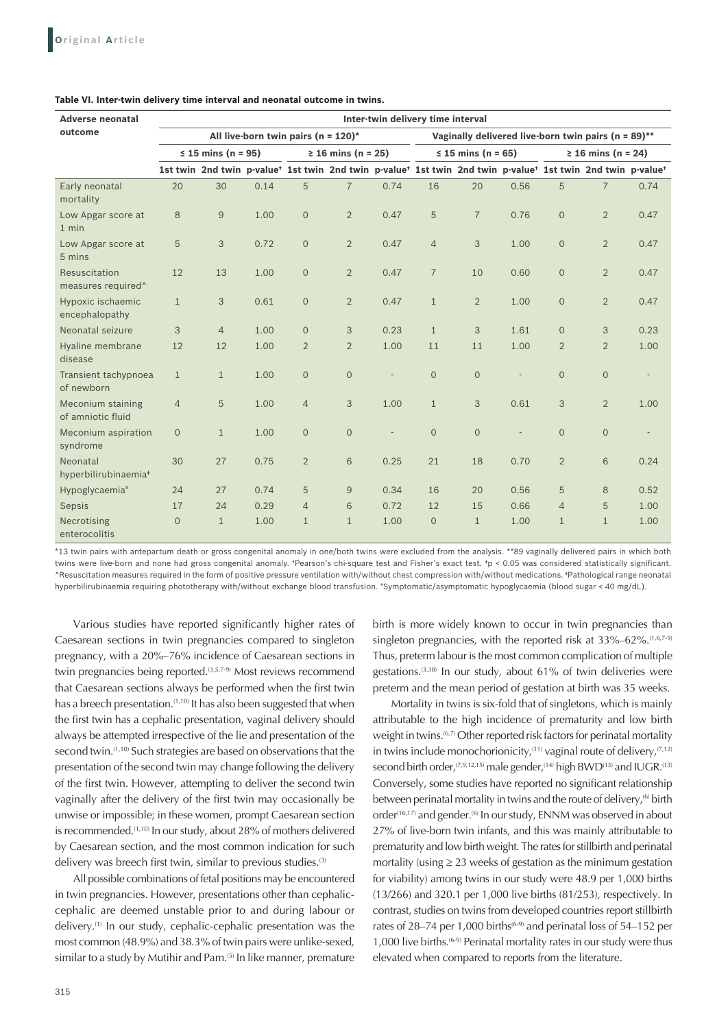**Table VI. Inter-twin delivery time interval and neonatal outcome in twins.**

| Adverse neonatal outcome | Inter-twin delivery time interval | | | | | | | | | | | |
|---|---|---|---|---|---|---|---|---|---|---|---|---|
| | All live-born twin pairs (n = 120)* | | | | | | Vaginally delivered live-born twin pairs (n = 89)** | | | | | |
| | ≤ 15 mins (n = 95) | | | ≥ 16 mins (n = 25) | | | ≤ 15 mins (n = 65) | | | ≥ 16 mins (n = 24) | | |
| | 1st twin | 2nd twin | p-value† | 1st twin | 2nd twin | p-value† | 1st twin | 2nd twin | p-value† | 1st twin | 2nd twin | p-value† |
| Early neonatal mortality | 20 | 30 | 0.14 | 5 | 7 | 0.74 | 16 | 20 | 0.56 | 5 | 7 | 0.74 |
| Low Apgar score at 1 min | 8 | 9 | 1.00 | 0 | 2 | 0.47 | 5 | 7 | 0.76 | 0 | 2 | 0.47 |
| Low Apgar score at 5 mins | 5 | 3 | 0.72 | 0 | 2 | 0.47 | 4 | 3 | 1.00 | 0 | 2 | 0.47 |
| Resuscitation measures required^ | 12 | 13 | 1.00 | 0 | 2 | 0.47 | 7 | 10 | 0.60 | 0 | 2 | 0.47 |
| Hypoxic ischaemic encephalopathy | 1 | 3 | 0.61 | 0 | 2 | 0.47 | 1 | 2 | 1.00 | 0 | 2 | 0.47 |
| Neonatal seizure | 3 | 4 | 1.00 | 0 | 3 | 0.23 | 1 | 3 | 1.61 | 0 | 3 | 0.23 |
| Hyaline membrane disease | 12 | 12 | 1.00 | 2 | 2 | 1.00 | 11 | 11 | 1.00 | 2 | 2 | 1.00 |
| Transient tachypnoea of newborn | 1 | 1 | 1.00 | 0 | 0 | - | 0 | 0 | - | 0 | 0 | - |
| Meconium staining of amniotic fluid | 4 | 5 | 1.00 | 4 | 3 | 1.00 | 1 | 3 | 0.61 | 3 | 2 | 1.00 |
| Meconium aspiration syndrome | 0 | 1 | 1.00 | 0 | 0 | - | 0 | 0 | - | 0 | 0 | - |
| Neonatal hyperbilirubinaemia‡ | 30 | 27 | 0.75 | 2 | 6 | 0.25 | 21 | 18 | 0.70 | 2 | 6 | 0.24 |
| Hypoglycaemia# | 24 | 27 | 0.74 | 5 | 9 | 0.34 | 16 | 20 | 0.56 | 5 | 8 | 0.52 |
| Sepsis | 17 | 24 | 0.29 | 4 | 6 | 0.72 | 12 | 15 | 0.66 | 4 | 5 | 1.00 |
| Necrotising enterocolitis | 0 | 1 | 1.00 | 1 | 1 | 1.00 | 0 | 1 | 1.00 | 1 | 1 | 1.00 |

*13 twin pairs with antepartum death or gross congenital anomaly in one/both twins were excluded from the analysis. **89 vaginally delivered pairs in which both twins were live-born and none had gross congenital anomaly. †Pearson's chi-square test and Fisher's exact test. ‡p < 0.05 was considered statistically significant. ^Resuscitation measures required in the form of positive pressure ventilation with/without chest compression with/without medications. ‡Pathological range neonatal hyperbilirubinaemia requiring phototherapy with/without exchange blood transfusion. #Symptomatic/asymptomatic hypoglycaemia (blood sugar < 40 mg/dL).

Various studies have reported significantly higher rates of Caesarean sections in twin pregnancies compared to singleton pregnancy, with a 20%–76% incidence of Caesarean sections in twin pregnancies being reported.[3,5,7-9] Most reviews recommend that Caesarean sections always be performed when the first twin has a breech presentation.[1,10] It has also been suggested that when the first twin has a cephalic presentation, vaginal delivery should always be attempted irrespective of the lie and presentation of the second twin.[1,10] Such strategies are based on observations that the presentation of the second twin may change following the delivery of the first twin. However, attempting to deliver the second twin vaginally after the delivery of the first twin may occasionally be unwise or impossible; in these women, prompt Caesarean section is recommended.[1,10] In our study, about 28% of mothers delivered by Caesarean section, and the most common indication for such delivery was breech first twin, similar to previous studies.[3]

All possible combinations of fetal positions may be encountered in twin pregnancies. However, presentations other than cephalic-cephalic are deemed unstable prior to and during labour or delivery.[1] In our study, cephalic-cephalic presentation was the most common (48.9%) and 38.3% of twin pairs were unlike-sexed, similar to a study by Mutihir and Pam.[5] In like manner, premature birth is more widely known to occur in twin pregnancies than singleton pregnancies, with the reported risk at 33%–62%.[1,6,7-9] Thus, preterm labour is the most common complication of multiple gestations.[3,38] In our study, about 61% of twin deliveries were preterm and the mean period of gestation at birth was 35 weeks.

Mortality in twins is six-fold that of singletons, which is mainly attributable to the high incidence of prematurity and low birth weight in twins.[6,7] Other reported risk factors for perinatal mortality in twins include monochorionicity,[11] vaginal route of delivery,[7,12] second birth order,[7,9,12,15] male gender,[14] high BWD[13] and IUGR.[13] Conversely, some studies have reported no significant relationship between perinatal mortality in twins and the route of delivery,[6] birth order[16,17] and gender.[6] In our study, ENNM was observed in about 27% of live-born twin infants, and this was mainly attributable to prematurity and low birth weight. The rates for stillbirth and perinatal mortality (using ≥ 23 weeks of gestation as the minimum gestation for viability) among twins in our study were 48.9 per 1,000 births (13/266) and 320.1 per 1,000 live births (81/253), respectively. In contrast, studies on twins from developed countries report stillbirth rates of 28–74 per 1,000 births[6-9] and perinatal loss of 54–152 per 1,000 live births.[6-9] Perinatal mortality rates in our study were thus elevated when compared to reports from the literature.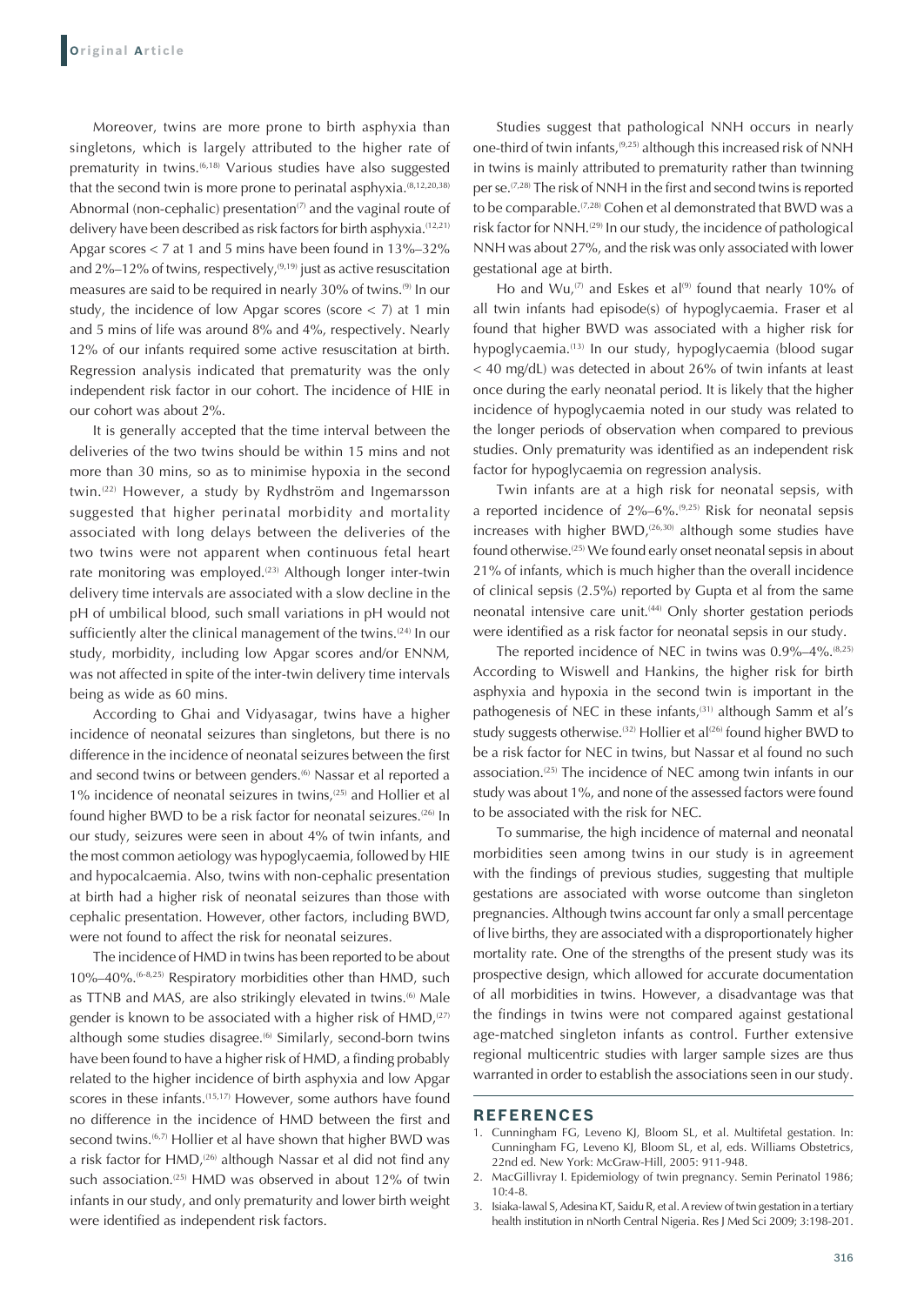Moreover, twins are more prone to birth asphyxia than singletons, which is largely attributed to the higher rate of prematurity in twins.[6,18] Various studies have also suggested that the second twin is more prone to perinatal asphyxia.[8,12,20,38] Abnormal (non-cephalic) presentation[7] and the vaginal route of delivery have been described as risk factors for birth asphyxia.[12,21] Apgar scores < 7 at 1 and 5 mins have been found in 13%–32% and 2%–12% of twins, respectively,[9,19] just as active resuscitation measures are said to be required in nearly 30% of twins.[9] In our study, the incidence of low Apgar scores (score < 7) at 1 min and 5 mins of life was around 8% and 4%, respectively. Nearly 12% of our infants required some active resuscitation at birth. Regression analysis indicated that prematurity was the only independent risk factor in our cohort. The incidence of HIE in our cohort was about 2%.

It is generally accepted that the time interval between the deliveries of the two twins should be within 15 mins and not more than 30 mins, so as to minimise hypoxia in the second twin.[22] However, a study by Rydhström and Ingemarsson suggested that higher perinatal morbidity and mortality associated with long delays between the deliveries of the two twins were not apparent when continuous fetal heart rate monitoring was employed.[23] Although longer inter-twin delivery time intervals are associated with a slow decline in the pH of umbilical blood, such small variations in pH would not sufficiently alter the clinical management of the twins.[24] In our study, morbidity, including low Apgar scores and/or ENNM, was not affected in spite of the inter-twin delivery time intervals being as wide as 60 mins.

According to Ghai and Vidyasagar, twins have a higher incidence of neonatal seizures than singletons, but there is no difference in the incidence of neonatal seizures between the first and second twins or between genders.[6] Nassar et al reported a 1% incidence of neonatal seizures in twins,[25] and Hollier et al found higher BWD to be a risk factor for neonatal seizures.[26] In our study, seizures were seen in about 4% of twin infants, and the most common aetiology was hypoglycaemia, followed by HIE and hypocalcaemia. Also, twins with non-cephalic presentation at birth had a higher risk of neonatal seizures than those with cephalic presentation. However, other factors, including BWD, were not found to affect the risk for neonatal seizures.

The incidence of HMD in twins has been reported to be about 10%–40%.[6-8,25] Respiratory morbidities other than HMD, such as TTNB and MAS, are also strikingly elevated in twins.[6] Male gender is known to be associated with a higher risk of HMD,[27] although some studies disagree.[6] Similarly, second-born twins have been found to have a higher risk of HMD, a finding probably related to the higher incidence of birth asphyxia and low Apgar scores in these infants.[15,17] However, some authors have found no difference in the incidence of HMD between the first and second twins.[6,7] Hollier et al have shown that higher BWD was a risk factor for HMD,[26] although Nassar et al did not find any such association.[25] HMD was observed in about 12% of twin infants in our study, and only prematurity and lower birth weight were identified as independent risk factors.

Studies suggest that pathological NNH occurs in nearly one-third of twin infants,[9,25] although this increased risk of NNH in twins is mainly attributed to prematurity rather than twinning per se.[7,28] The risk of NNH in the first and second twins is reported to be comparable.[7,28] Cohen et al demonstrated that BWD was a risk factor for NNH.[29] In our study, the incidence of pathological NNH was about 27%, and the risk was only associated with lower gestational age at birth.

Ho and Wu,[7] and Eskes et al[9] found that nearly 10% of all twin infants had episode(s) of hypoglycaemia. Fraser et al found that higher BWD was associated with a higher risk for hypoglycaemia.[13] In our study, hypoglycaemia (blood sugar < 40 mg/dL) was detected in about 26% of twin infants at least once during the early neonatal period. It is likely that the higher incidence of hypoglycaemia noted in our study was related to the longer periods of observation when compared to previous studies. Only prematurity was identified as an independent risk factor for hypoglycaemia on regression analysis.

Twin infants are at a high risk for neonatal sepsis, with a reported incidence of 2%–6%.[9,25] Risk for neonatal sepsis increases with higher BWD,[26,30] although some studies have found otherwise.[25] We found early onset neonatal sepsis in about 21% of infants, which is much higher than the overall incidence of clinical sepsis (2.5%) reported by Gupta et al from the same neonatal intensive care unit.[44] Only shorter gestation periods were identified as a risk factor for neonatal sepsis in our study.

The reported incidence of NEC in twins was 0.9%–4%.[8,25] According to Wiswell and Hankins, the higher risk for birth asphyxia and hypoxia in the second twin is important in the pathogenesis of NEC in these infants,[31] although Samm et al's study suggests otherwise.[32] Hollier et al[26] found higher BWD to be a risk factor for NEC in twins, but Nassar et al found no such association.[25] The incidence of NEC among twin infants in our study was about 1%, and none of the assessed factors were found to be associated with the risk for NEC.

To summarise, the high incidence of maternal and neonatal morbidities seen among twins in our study is in agreement with the findings of previous studies, suggesting that multiple gestations are associated with worse outcome than singleton pregnancies. Although twins account far only a small percentage of live births, they are associated with a disproportionately higher mortality rate. One of the strengths of the present study was its prospective design, which allowed for accurate documentation of all morbidities in twins. However, a disadvantage was that the findings in twins were not compared against gestational age-matched singleton infants as control. Further extensive regional multicentric studies with larger sample sizes are thus warranted in order to establish the associations seen in our study.

## REFERENCES

1. Cunningham FG, Leveno KJ, Bloom SL, et al. Multifetal gestation. In: Cunningham FG, Leveno KJ, Bloom SL, et al, eds. Williams Obstetrics, 22nd ed. New York: McGraw-Hill, 2005: 911-948.
2. MacGillivray I. Epidemiology of twin pregnancy. Semin Perinatol 1986; 10:4-8.
3. Isiaka-lawal S, Adesina KT, Saidu R, et al. A review of twin gestation in a tertiary health institution in nNorth Central Nigeria. Res J Med Sci 2009; 3:198-201.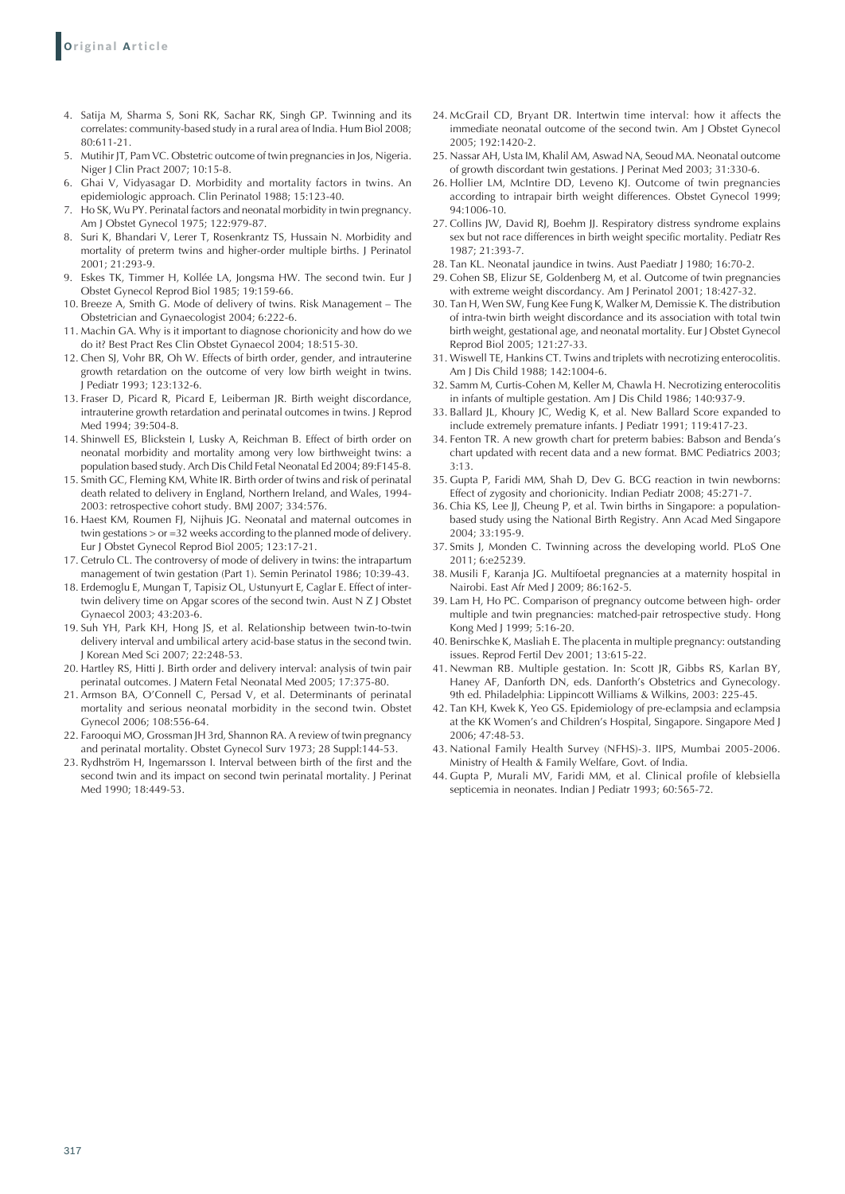4. Satija M, Sharma S, Soni RK, Sachar RK, Singh GP. Twinning and its correlates: community-based study in a rural area of India. Hum Biol 2008; 80:611-21.
5. Mutihir JT, Pam VC. Obstetric outcome of twin pregnancies in Jos, Nigeria. Niger J Clin Pract 2007; 10:15-8.
6. Ghai V, Vidyasagar D. Morbidity and mortality factors in twins. An epidemiologic approach. Clin Perinatol 1988; 15:123-40.
7. Ho SK, Wu PY. Perinatal factors and neonatal morbidity in twin pregnancy. Am J Obstet Gynecol 1975; 122:979-87.
8. Suri K, Bhandari V, Lerer T, Rosenkrantz TS, Hussain N. Morbidity and mortality of preterm twins and higher-order multiple births. J Perinatol 2001; 21:293-9.
9. Eskes TK, Timmer H, Kollée LA, Jongsma HW. The second twin. Eur J Obstet Gynecol Reprod Biol 1985; 19:159-66.
10. Breeze A, Smith G. Mode of delivery of twins. Risk Management – The Obstetrician and Gynaecologist 2004; 6:222-6.
11. Machin GA. Why is it important to diagnose chorionicity and how do we do it? Best Pract Res Clin Obstet Gynaecol 2004; 18:515-30.
12. Chen SJ, Vohr BR, Oh W. Effects of birth order, gender, and intrauterine growth retardation on the outcome of very low birth weight in twins. J Pediatr 1993; 123:132-6.
13. Fraser D, Picard R, Picard E, Leiberman JR. Birth weight discordance, intrauterine growth retardation and perinatal outcomes in twins. J Reprod Med 1994; 39:504-8.
14. Shinwell ES, Blickstein I, Lusky A, Reichman B. Effect of birth order on neonatal morbidity and mortality among very low birthweight twins: a population based study. Arch Dis Child Fetal Neonatal Ed 2004; 89:F145-8.
15. Smith GC, Fleming KM, White IR. Birth order of twins and risk of perinatal death related to delivery in England, Northern Ireland, and Wales, 1994-2003: retrospective cohort study. BMJ 2007; 334:576.
16. Haest KM, Roumen FJ, Nijhuis JG. Neonatal and maternal outcomes in twin gestations > or =32 weeks according to the planned mode of delivery. Eur J Obstet Gynecol Reprod Biol 2005; 123:17-21.
17. Cetrulo CL. The controversy of mode of delivery in twins: the intrapartum management of twin gestation (Part 1). Semin Perinatol 1986; 10:39-43.
18. Erdemoglu E, Mungan T, Tapisiz OL, Ustunyurt E, Caglar E. Effect of inter-twin delivery time on Apgar scores of the second twin. Aust N Z J Obstet Gynaecol 2003; 43:203-6.
19. Suh YH, Park KH, Hong JS, et al. Relationship between twin-to-twin delivery interval and umbilical artery acid-base status in the second twin. J Korean Med Sci 2007; 22:248-53.
20. Hartley RS, Hitti J. Birth order and delivery interval: analysis of twin pair perinatal outcomes. J Matern Fetal Neonatal Med 2005; 17:375-80.
21. Armson BA, O'Connell C, Persad V, et al. Determinants of perinatal mortality and serious neonatal morbidity in the second twin. Obstet Gynecol 2006; 108:556-64.
22. Farooqui MO, Grossman JH 3rd, Shannon RA. A review of twin pregnancy and perinatal mortality. Obstet Gynecol Surv 1973; 28 Suppl:144-53.
23. Rydhström H, Ingemarsson I. Interval between birth of the first and the second twin and its impact on second twin perinatal mortality. J Perinat Med 1990; 18:449-53.
24. McGrail CD, Bryant DR. Intertwin time interval: how it affects the immediate neonatal outcome of the second twin. Am J Obstet Gynecol 2005; 192:1420-2.
25. Nassar AH, Usta IM, Khalil AM, Aswad NA, Seoud MA. Neonatal outcome of growth discordant twin gestations. J Perinat Med 2003; 31:330-6.
26. Hollier LM, McIntire DD, Leveno KJ. Outcome of twin pregnancies according to intrapair birth weight differences. Obstet Gynecol 1999; 94:1006-10.
27. Collins JW, David RJ, Boehm JJ. Respiratory distress syndrome explains sex but not race differences in birth weight specific mortality. Pediatr Res 1987; 21:393-7.
28. Tan KL. Neonatal jaundice in twins. Aust Paediatr J 1980; 16:70-2.
29. Cohen SB, Elizur SE, Goldenberg M, et al. Outcome of twin pregnancies with extreme weight discordancy. Am J Perinatol 2001; 18:427-32.
30. Tan H, Wen SW, Fung Kee Fung K, Walker M, Demissie K. The distribution of intra-twin birth weight discordance and its association with total twin birth weight, gestational age, and neonatal mortality. Eur J Obstet Gynecol Reprod Biol 2005; 121:27-33.
31. Wiswell TE, Hankins CT. Twins and triplets with necrotizing enterocolitis. Am J Dis Child 1988; 142:1004-6.
32. Samm M, Curtis-Cohen M, Keller M, Chawla H. Necrotizing enterocolitis in infants of multiple gestation. Am J Dis Child 1986; 140:937-9.
33. Ballard JL, Khoury JC, Wedig K, et al. New Ballard Score expanded to include extremely premature infants. J Pediatr 1991; 119:417-23.
34. Fenton TR. A new growth chart for preterm babies: Babson and Benda's chart updated with recent data and a new format. BMC Pediatrics 2003; 3:13.
35. Gupta P, Faridi MM, Shah D, Dev G. BCG reaction in twin newborns: Effect of zygosity and chorionicity. Indian Pediatr 2008; 45:271-7.
36. Chia KS, Lee JJ, Cheung P, et al. Twin births in Singapore: a population-based study using the National Birth Registry. Ann Acad Med Singapore 2004; 33:195-9.
37. Smits J, Monden C. Twinning across the developing world. PLoS One 2011; 6:e25239.
38. Musili F, Karanja JG. Multifoetal pregnancies at a maternity hospital in Nairobi. East Afr Med J 2009; 86:162-5.
39. Lam H, Ho PC. Comparison of pregnancy outcome between high- order multiple and twin pregnancies: matched-pair retrospective study. Hong Kong Med J 1999; 5:16-20.
40. Benirschke K, Masliah E. The placenta in multiple pregnancy: outstanding issues. Reprod Fertil Dev 2001; 13:615-22.
41. Newman RB. Multiple gestation. In: Scott JR, Gibbs RS, Karlan BY, Haney AF, Danforth DN, eds. Danforth's Obstetrics and Gynecology. 9th ed. Philadelphia: Lippincott Williams & Wilkins, 2003: 225-45.
42. Tan KH, Kwek K, Yeo GS. Epidemiology of pre-eclampsia and eclampsia at the KK Women's and Children's Hospital, Singapore. Singapore Med J 2006; 47:48-53.
43. National Family Health Survey (NFHS)-3. IIPS, Mumbai 2005-2006. Ministry of Health & Family Welfare, Govt. of India.
44. Gupta P, Murali MV, Faridi MM, et al. Clinical profile of klebsiella septicemia in neonates. Indian J Pediatr 1993; 60:565-72.